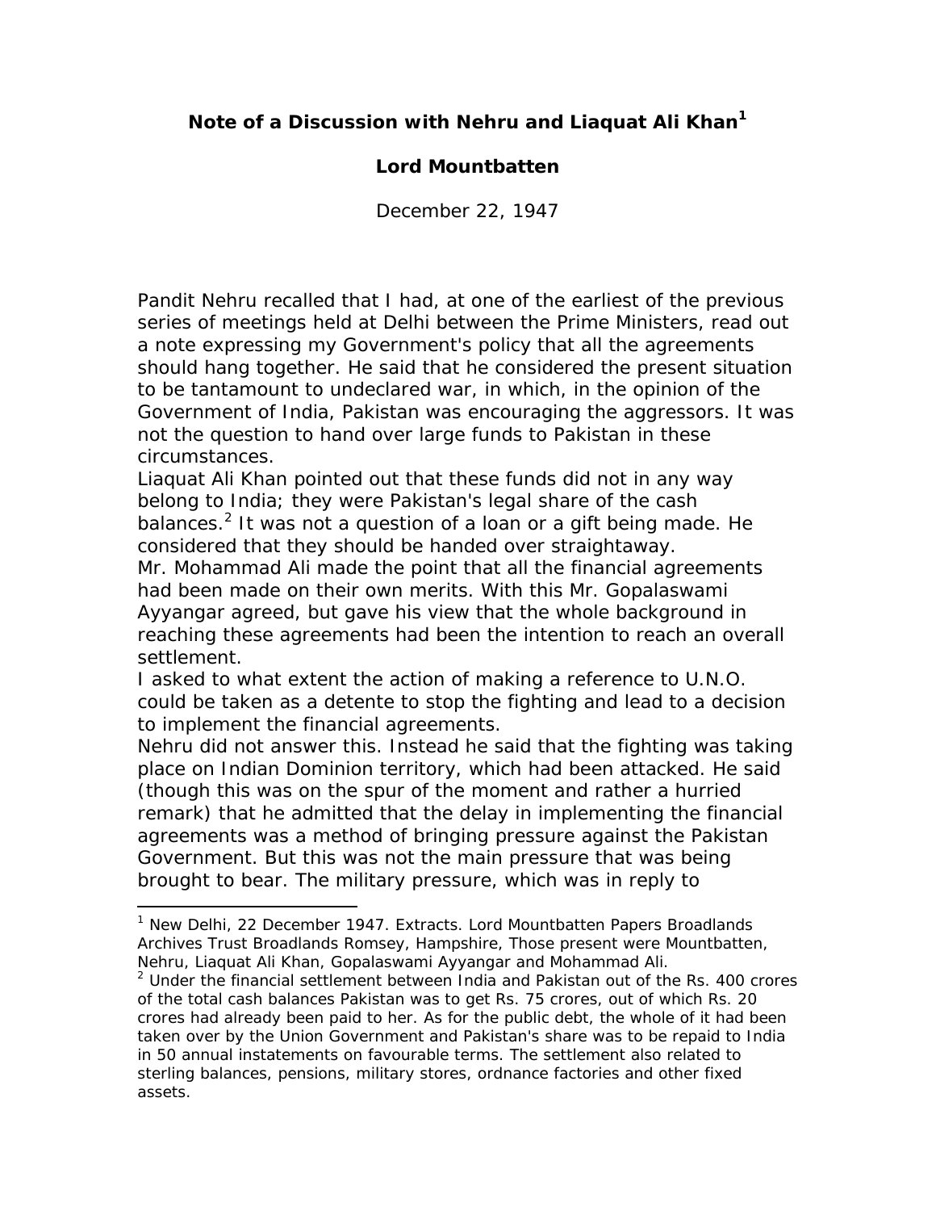# Note of a Discussion with Nehru and Liaquat Ali Khan[1]

## Lord Mountbatten

December 22, 1947

Pandit Nehru recalled that I had, at one of the earliest of the previous series of meetings held at Delhi between the Prime Ministers, read out a note expressing my Government's policy that all the agreements should hang together. He said that he considered the present situation to be tantamount to undeclared war, in which, in the opinion of the Government of India, Pakistan was encouraging the aggressors. It was not the question to hand over large funds to Pakistan in these circumstances.

Liaquat Ali Khan pointed out that these funds did not in any way belong to India; they were Pakistan's legal share of the cash balances.[2] It was not a question of a loan or a gift being made. He considered that they should be handed over straightaway.

Mr. Mohammad Ali made the point that all the financial agreements had been made on their own merits. With this Mr. Gopalaswami Ayyangar agreed, but gave his view that the whole background in reaching these agreements had been the intention to reach an overall settlement.

I asked to what extent the action of making a reference to U.N.O. could be taken as a detente to stop the fighting and lead to a decision to implement the financial agreements.

Nehru did not answer this. Instead he said that the fighting was taking place on Indian Dominion territory, which had been attacked. He said (though this was on the spur of the moment and rather a hurried remark) that he admitted that the delay in implementing the financial agreements was a method of bringing pressure against the Pakistan Government. But this was not the main pressure that was being brought to bear. The military pressure, which was in reply to

---

[1] New Delhi, 22 December 1947. Extracts. Lord Mountbatten Papers Broadlands Archives Trust Broadlands Romsey, Hampshire, Those present were Mountbatten, Nehru, Liaquat Ali Khan, Gopalaswami Ayyangar and Mohammad Ali.

[2] Under the financial settlement between India and Pakistan out of the Rs. 400 crores of the total cash balances Pakistan was to get Rs. 75 crores, out of which Rs. 20 crores had already been paid to her. As for the public debt, the whole of it had been taken over by the Union Government and Pakistan's share was to be repaid to India in 50 annual instatements on favourable terms. The settlement also related to sterling balances, pensions, military stores, ordnance factories and other fixed assets.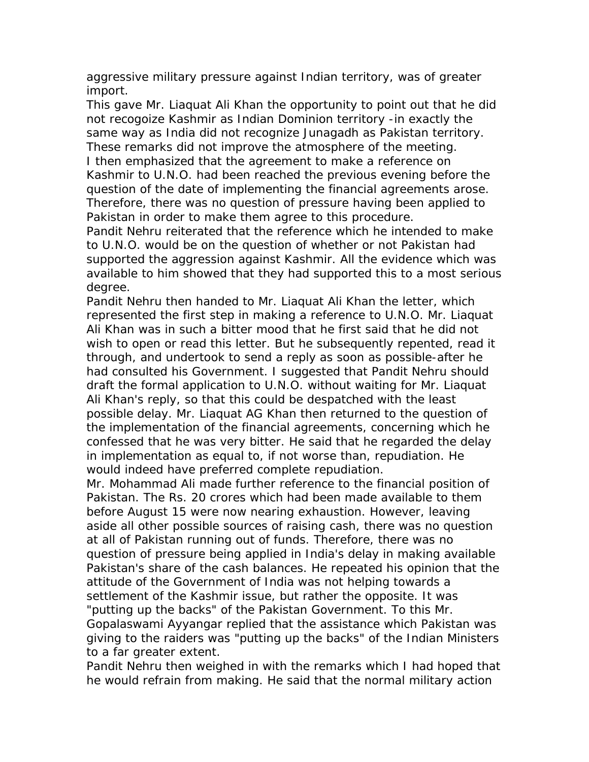aggressive military pressure against Indian territory, was of greater import.

This gave Mr. Liaquat Ali Khan the opportunity to point out that he did not recogoize Kashmir as Indian Dominion territory -in exactly the same way as India did not recognize Junagadh as Pakistan territory. These remarks did not improve the atmosphere of the meeting.

I then emphasized that the agreement to make a reference on Kashmir to U.N.O. had been reached the previous evening before the question of the date of implementing the financial agreements arose. Therefore, there was no question of pressure having been applied to Pakistan in order to make them agree to this procedure.

Pandit Nehru reiterated that the reference which he intended to make to U.N.O. would be on the question of whether or not Pakistan had supported the aggression against Kashmir. All the evidence which was available to him showed that they had supported this to a most serious degree.

Pandit Nehru then handed to Mr. Liaquat Ali Khan the letter, which represented the first step in making a reference to U.N.O. Mr. Liaquat Ali Khan was in such a bitter mood that he first said that he did not wish to open or read this letter. But he subsequently repented, read it through, and undertook to send a reply as soon as possible-after he had consulted his Government. I suggested that Pandit Nehru should draft the formal application to U.N.O. without waiting for Mr. Liaquat Ali Khan's reply, so that this could be despatched with the least possible delay. Mr. Liaquat AG Khan then returned to the question of the implementation of the financial agreements, concerning which he confessed that he was very bitter. He said that he regarded the delay in implementation as equal to, if not worse than, repudiation. He would indeed have preferred complete repudiation.

Mr. Mohammad Ali made further reference to the financial position of Pakistan. The Rs. 20 crores which had been made available to them before August 15 were now nearing exhaustion. However, leaving aside all other possible sources of raising cash, there was no question at all of Pakistan running out of funds. Therefore, there was no question of pressure being applied in India's delay in making available Pakistan's share of the cash balances. He repeated his opinion that the attitude of the Government of India was not helping towards a settlement of the Kashmir issue, but rather the opposite. It was "putting up the backs" of the Pakistan Government. To this Mr. Gopalaswami Ayyangar replied that the assistance which Pakistan was giving to the raiders was "putting up the backs" of the Indian Ministers to a far greater extent.

Pandit Nehru then weighed in with the remarks which I had hoped that he would refrain from making. He said that the normal military action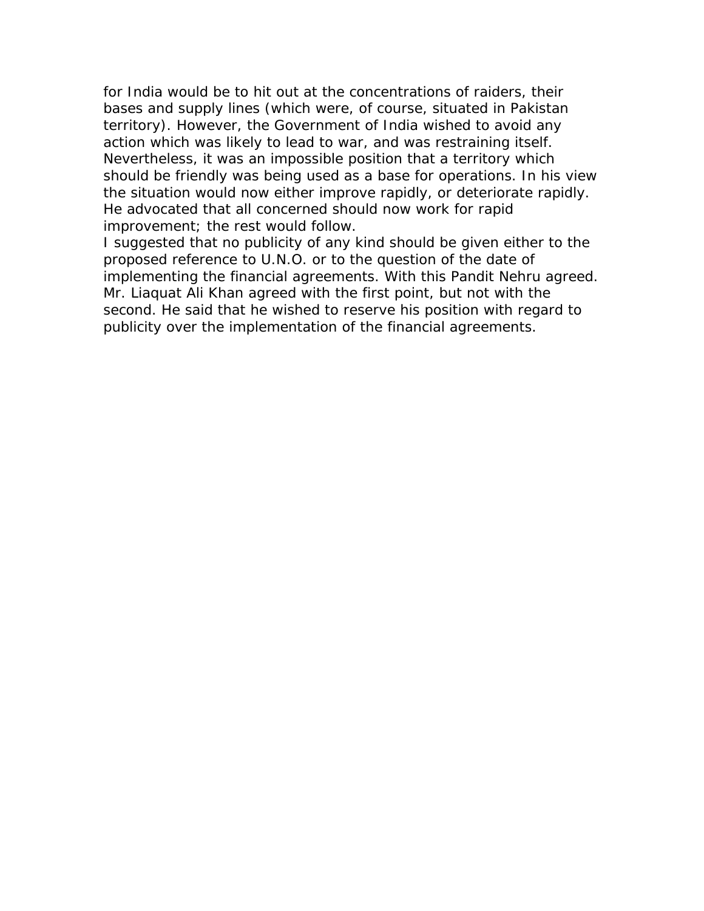for India would be to hit out at the concentrations of raiders, their bases and supply lines (which were, of course, situated in Pakistan territory). However, the Government of India wished to avoid any action which was likely to lead to war, and was restraining itself. Nevertheless, it was an impossible position that a territory which should be friendly was being used as a base for operations. In his view the situation would now either improve rapidly, or deteriorate rapidly. He advocated that all concerned should now work for rapid improvement; the rest would follow.

I suggested that no publicity of any kind should be given either to the proposed reference to U.N.O. or to the question of the date of implementing the financial agreements. With this Pandit Nehru agreed. Mr. Liaquat Ali Khan agreed with the first point, but not with the second. He said that he wished to reserve his position with regard to publicity over the implementation of the financial agreements.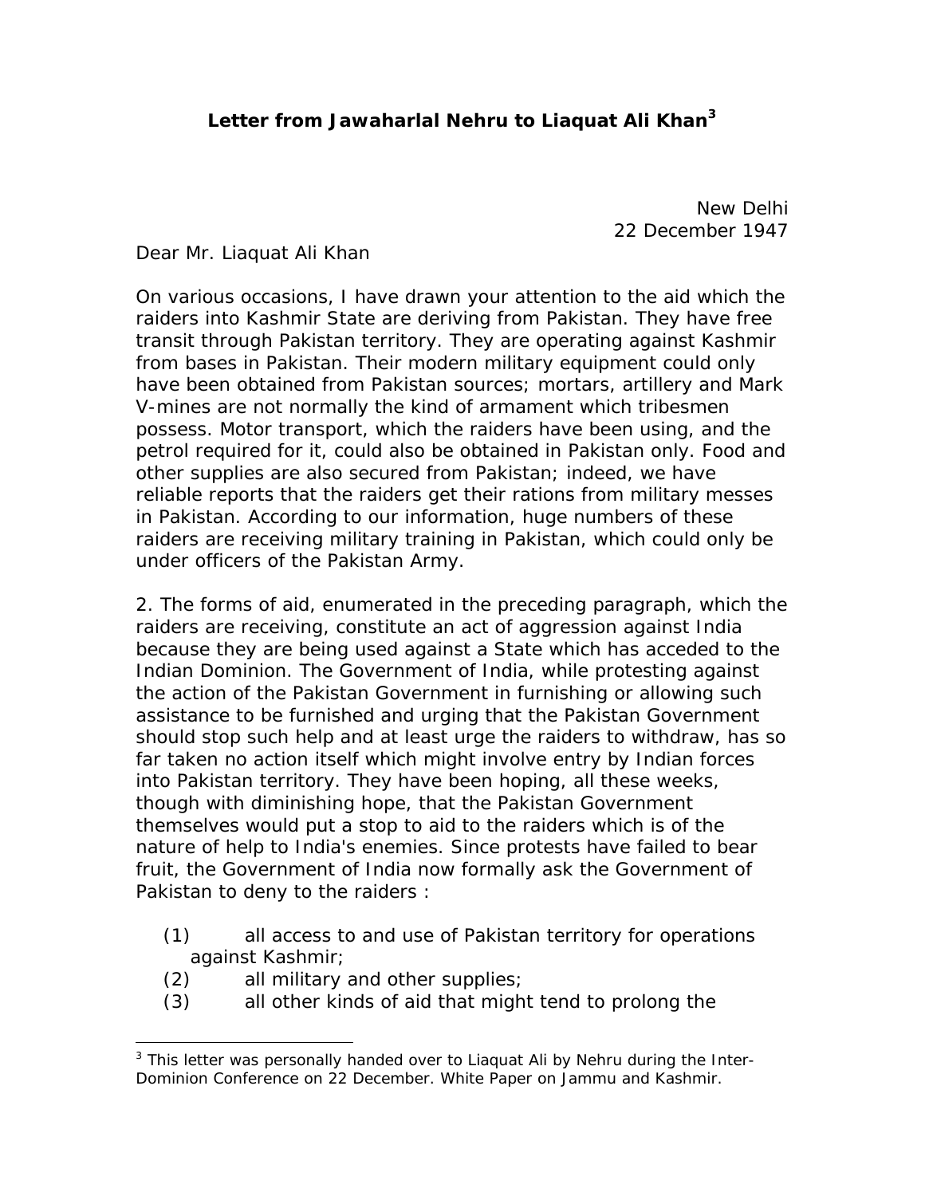### Letter from Jawaharlal Nehru to Liaquat Ali Khan[3]

New Delhi
22 December 1947

Dear Mr. Liaquat Ali Khan

On various occasions, I have drawn your attention to the aid which the raiders into Kashmir State are deriving from Pakistan. They have free transit through Pakistan territory. They are operating against Kashmir from bases in Pakistan. Their modern military equipment could only have been obtained from Pakistan sources; mortars, artillery and Mark V-mines are not normally the kind of armament which tribesmen possess. Motor transport, which the raiders have been using, and the petrol required for it, could also be obtained in Pakistan only. Food and other supplies are also secured from Pakistan; indeed, we have reliable reports that the raiders get their rations from military messes in Pakistan. According to our information, huge numbers of these raiders are receiving military training in Pakistan, which could only be under officers of the Pakistan Army.

2. The forms of aid, enumerated in the preceding paragraph, which the raiders are receiving, constitute an act of aggression against India because they are being used against a State which has acceded to the Indian Dominion. The Government of India, while protesting against the action of the Pakistan Government in furnishing or allowing such assistance to be furnished and urging that the Pakistan Government should stop such help and at least urge the raiders to withdraw, has so far taken no action itself which might involve entry by Indian forces into Pakistan territory. They have been hoping, all these weeks, though with diminishing hope, that the Pakistan Government themselves would put a stop to aid to the raiders which is of the nature of help to India's enemies. Since protests have failed to bear fruit, the Government of India now formally ask the Government of Pakistan to deny to the raiders :

(1) all access to and use of Pakistan territory for operations against Kashmir;
(2) all military and other supplies;
(3) all other kinds of aid that might tend to prolong the

[3] This letter was personally handed over to Liaquat Ali by Nehru during the Inter-Dominion Conference on 22 December. White Paper on Jammu and Kashmir.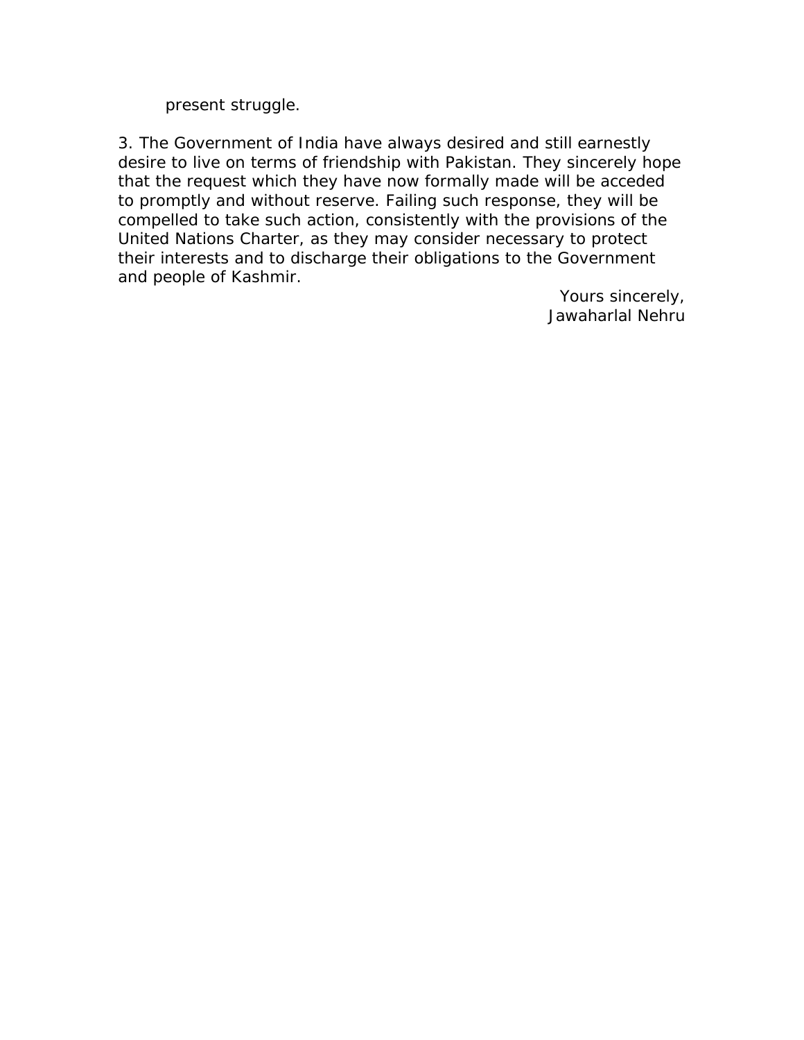present struggle.

3. The Government of India have always desired and still earnestly desire to live on terms of friendship with Pakistan. They sincerely hope that the request which they have now formally made will be acceded to promptly and without reserve. Failing such response, they will be compelled to take such action, consistently with the provisions of the United Nations Charter, as they may consider necessary to protect their interests and to discharge their obligations to the Government and people of Kashmir.

Yours sincerely,
Jawaharlal Nehru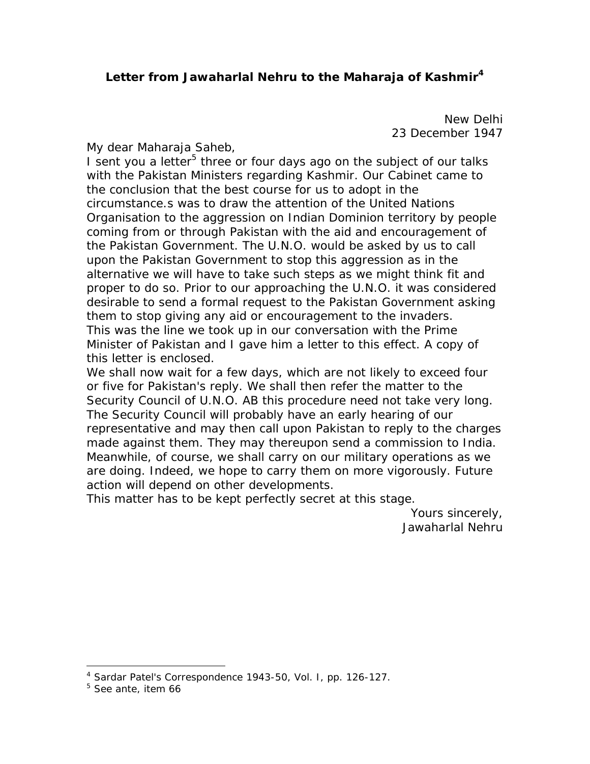## Letter from Jawaharlal Nehru to the Maharaja of Kashmir[4]

New Delhi
23 December 1947

My dear Maharaja Saheb,

I sent you a letter[5] three or four days ago on the subject of our talks with the Pakistan Ministers regarding Kashmir. Our Cabinet came to the conclusion that the best course for us to adopt in the circumstance.s was to draw the attention of the United Nations Organisation to the aggression on Indian Dominion territory by people coming from or through Pakistan with the aid and encouragement of the Pakistan Government. The U.N.O. would be asked by us to call upon the Pakistan Government to stop this aggression as in the alternative we will have to take such steps as we might think fit and proper to do so. Prior to our approaching the U.N.O. it was considered desirable to send a formal request to the Pakistan Government asking them to stop giving any aid or encouragement to the invaders.

This was the line we took up in our conversation with the Prime Minister of Pakistan and I gave him a letter to this effect. A copy of this letter is enclosed.

We shall now wait for a few days, which are not likely to exceed four or five for Pakistan's reply. We shall then refer the matter to the Security Council of U.N.O. AB this procedure need not take very long. The Security Council will probably have an early hearing of our representative and may then call upon Pakistan to reply to the charges made against them. They may thereupon send a commission to India. Meanwhile, of course, we shall carry on our military operations as we are doing. Indeed, we hope to carry them on more vigorously. Future action will depend on other developments.

This matter has to be kept perfectly secret at this stage.

Yours sincerely,
Jawaharlal Nehru

---

[4] Sardar Patel's Correspondence 1943-50, Vol. I, pp. 126-127.

[5] See ante, item 66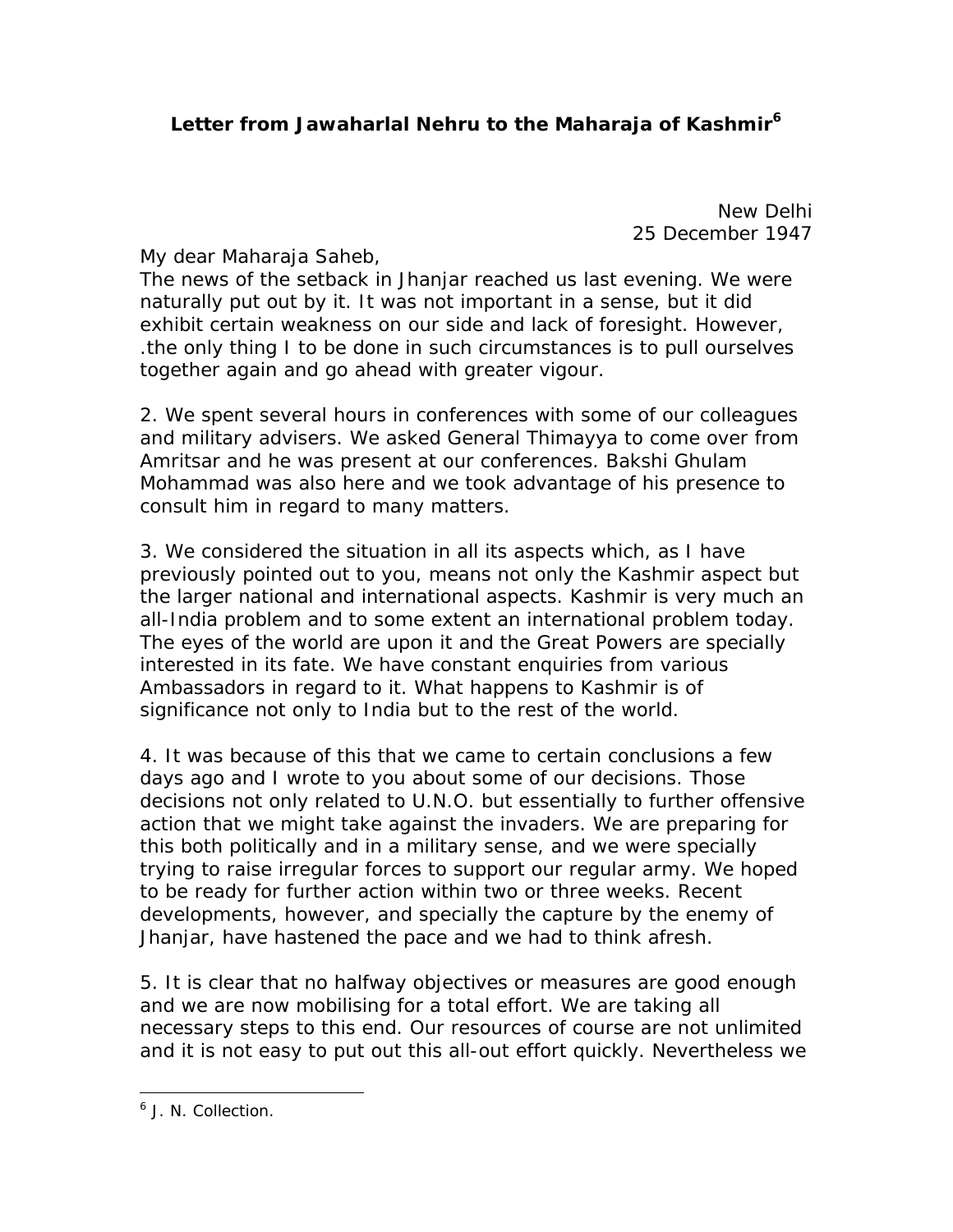# Letter from Jawaharlal Nehru to the Maharaja of Kashmir[6]

New Delhi
25 December 1947

My dear Maharaja Saheb,

The news of the setback in Jhanjar reached us last evening. We were naturally put out by it. It was not important in a sense, but it did exhibit certain weakness on our side and lack of foresight. However, .the only thing I to be done in such circumstances is to pull ourselves together again and go ahead with greater vigour.

2. We spent several hours in conferences with some of our colleagues and military advisers. We asked General Thimayya to come over from Amritsar and he was present at our conferences. Bakshi Ghulam Mohammad was also here and we took advantage of his presence to consult him in regard to many matters.

3. We considered the situation in all its aspects which, as I have previously pointed out to you, means not only the Kashmir aspect but the larger national and international aspects. Kashmir is very much an all-India problem and to some extent an international problem today. The eyes of the world are upon it and the Great Powers are specially interested in its fate. We have constant enquiries from various Ambassadors in regard to it. What happens to Kashmir is of significance not only to India but to the rest of the world.

4. It was because of this that we came to certain conclusions a few days ago and I wrote to you about some of our decisions. Those decisions not only related to U.N.O. but essentially to further offensive action that we might take against the invaders. We are preparing for this both politically and in a military sense, and we were specially trying to raise irregular forces to support our regular army. We hoped to be ready for further action within two or three weeks. Recent developments, however, and specially the capture by the enemy of Jhanjar, have hastened the pace and we had to think afresh.

5. It is clear that no halfway objectives or measures are good enough and we are now mobilising for a total effort. We are taking all necessary steps to this end. Our resources of course are not unlimited and it is not easy to put out this all-out effort quickly. Nevertheless we

[6] J. N. Collection.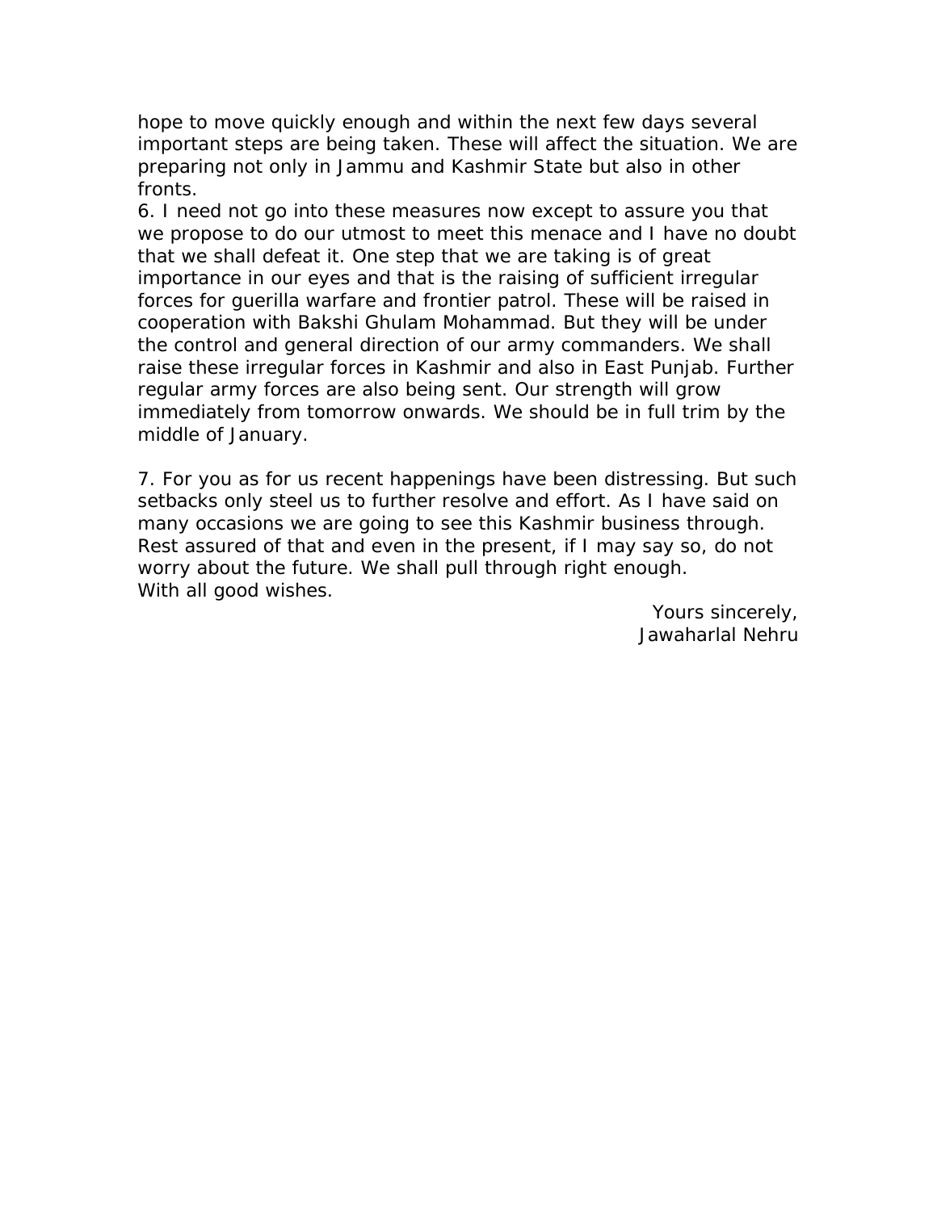hope to move quickly enough and within the next few days several important steps are being taken. These will affect the situation. We are preparing not only in Jammu and Kashmir State but also in other fronts.

6. I need not go into these measures now except to assure you that we propose to do our utmost to meet this menace and I have no doubt that we shall defeat it. One step that we are taking is of great importance in our eyes and that is the raising of sufficient irregular forces for guerilla warfare and frontier patrol. These will be raised in cooperation with Bakshi Ghulam Mohammad. But they will be under the control and general direction of our army commanders. We shall raise these irregular forces in Kashmir and also in East Punjab. Further regular army forces are also being sent. Our strength will grow immediately from tomorrow onwards. We should be in full trim by the middle of January.

7. For you as for us recent happenings have been distressing. But such setbacks only steel us to further resolve and effort. As I have said on many occasions we are going to see this Kashmir business through. Rest assured of that and even in the present, if I may say so, do not worry about the future. We shall pull through right enough.

With all good wishes.

Yours sincerely,
Jawaharlal Nehru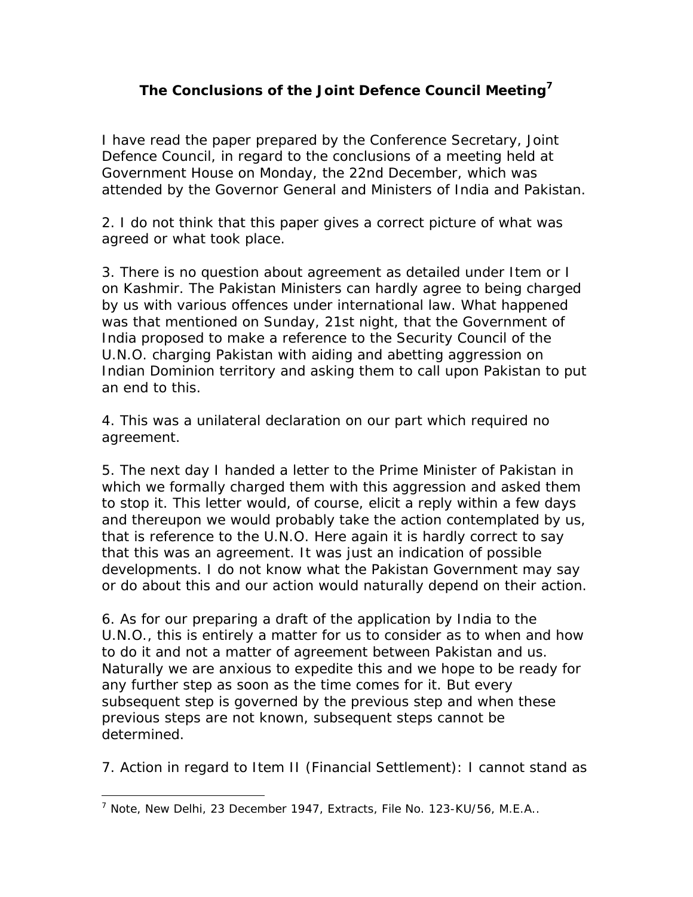## The Conclusions of the Joint Defence Council Meeting[7]

I have read the paper prepared by the Conference Secretary, Joint Defence Council, in regard to the conclusions of a meeting held at Government House on Monday, the 22nd December, which was attended by the Governor General and Ministers of India and Pakistan.

2. I do not think that this paper gives a correct picture of what was agreed or what took place.

3. There is no question about agreement as detailed under Item or I on Kashmir. The Pakistan Ministers can hardly agree to being charged by us with various offences under international law. What happened was that mentioned on Sunday, 21st night, that the Government of India proposed to make a reference to the Security Council of the U.N.O. charging Pakistan with aiding and abetting aggression on Indian Dominion territory and asking them to call upon Pakistan to put an end to this.

4. This was a unilateral declaration on our part which required no agreement.

5. The next day I handed a letter to the Prime Minister of Pakistan in which we formally charged them with this aggression and asked them to stop it. This letter would, of course, elicit a reply within a few days and thereupon we would probably take the action contemplated by us, that is reference to the U.N.O. Here again it is hardly correct to say that this was an agreement. It was just an indication of possible developments. I do not know what the Pakistan Government may say or do about this and our action would naturally depend on their action.

6. As for our preparing a draft of the application by India to the U.N.O., this is entirely a matter for us to consider as to when and how to do it and not a matter of agreement between Pakistan and us. Naturally we are anxious to expedite this and we hope to be ready for any further step as soon as the time comes for it. But every subsequent step is governed by the previous step and when these previous steps are not known, subsequent steps cannot be determined.

7. Action in regard to Item II (Financial Settlement): I cannot stand as

---

[7] Note, New Delhi, 23 December 1947, Extracts, File No. 123-KU/56, M.E.A..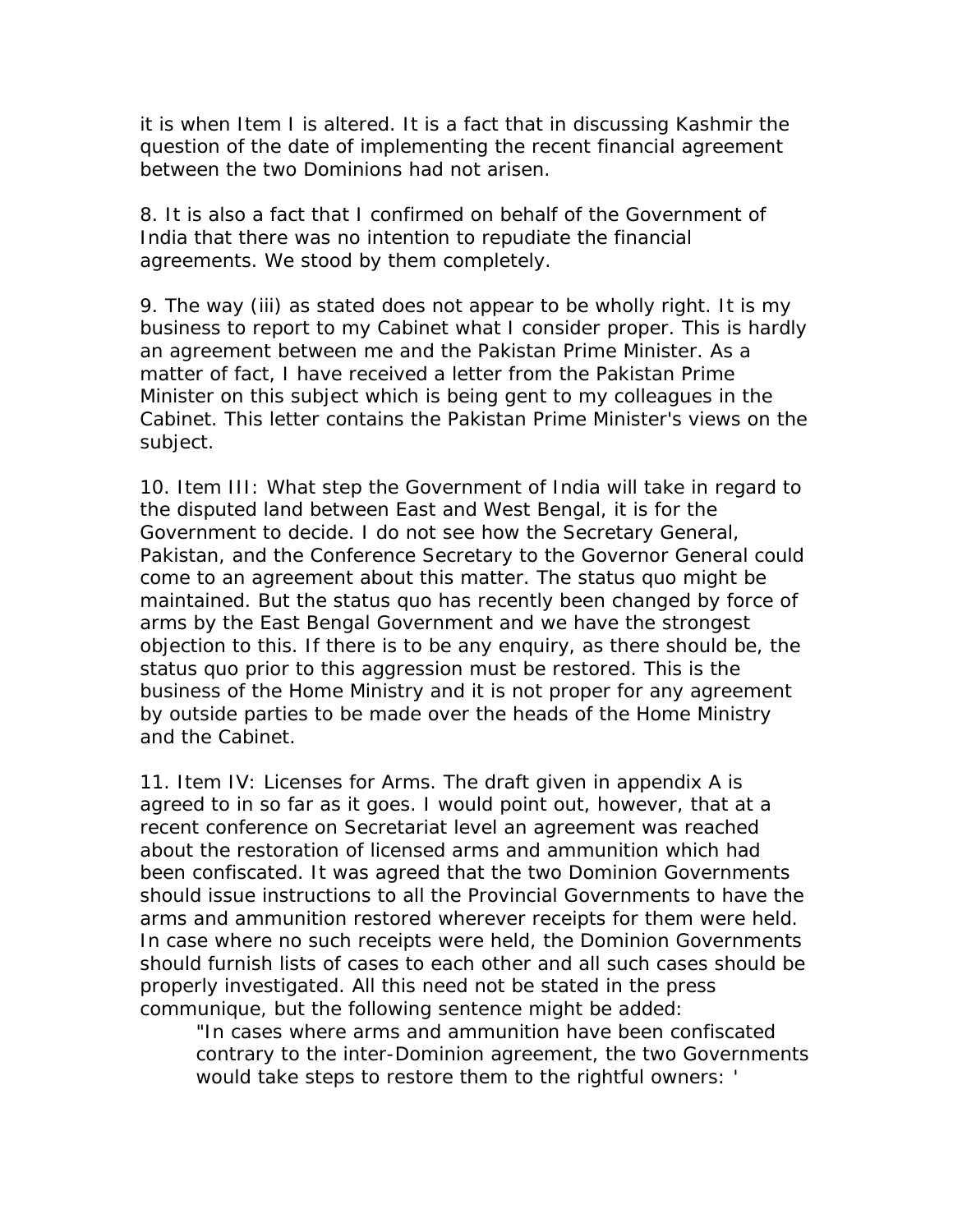it is when Item I is altered. It is a fact that in discussing Kashmir the question of the date of implementing the recent financial agreement between the two Dominions had not arisen.

8. It is also a fact that I confirmed on behalf of the Government of India that there was no intention to repudiate the financial agreements. We stood by them completely.

9. The way (iii) as stated does not appear to be wholly right. It is my business to report to my Cabinet what I consider proper. This is hardly an agreement between me and the Pakistan Prime Minister. As a matter of fact, I have received a letter from the Pakistan Prime Minister on this subject which is being gent to my colleagues in the Cabinet. This letter contains the Pakistan Prime Minister's views on the subject.

10. Item III: What step the Government of India will take in regard to the disputed land between East and West Bengal, it is for the Government to decide. I do not see how the Secretary General, Pakistan, and the Conference Secretary to the Governor General could come to an agreement about this matter. The status quo might be maintained. But the status quo has recently been changed by force of arms by the East Bengal Government and we have the strongest objection to this. If there is to be any enquiry, as there should be, the status quo prior to this aggression must be restored. This is the business of the Home Ministry and it is not proper for any agreement by outside parties to be made over the heads of the Home Ministry and the Cabinet.

11. Item IV: Licenses for Arms. The draft given in appendix A is agreed to in so far as it goes. I would point out, however, that at a recent conference on Secretariat level an agreement was reached about the restoration of licensed arms and ammunition which had been confiscated. It was agreed that the two Dominion Governments should issue instructions to all the Provincial Governments to have the arms and ammunition restored wherever receipts for them were held. In case where no such receipts were held, the Dominion Governments should furnish lists of cases to each other and all such cases should be properly investigated. All this need not be stated in the press communique, but the following sentence might be added:

> "In cases where arms and ammunition have been confiscated contrary to the inter-Dominion agreement, the two Governments would take steps to restore them to the rightful owners: '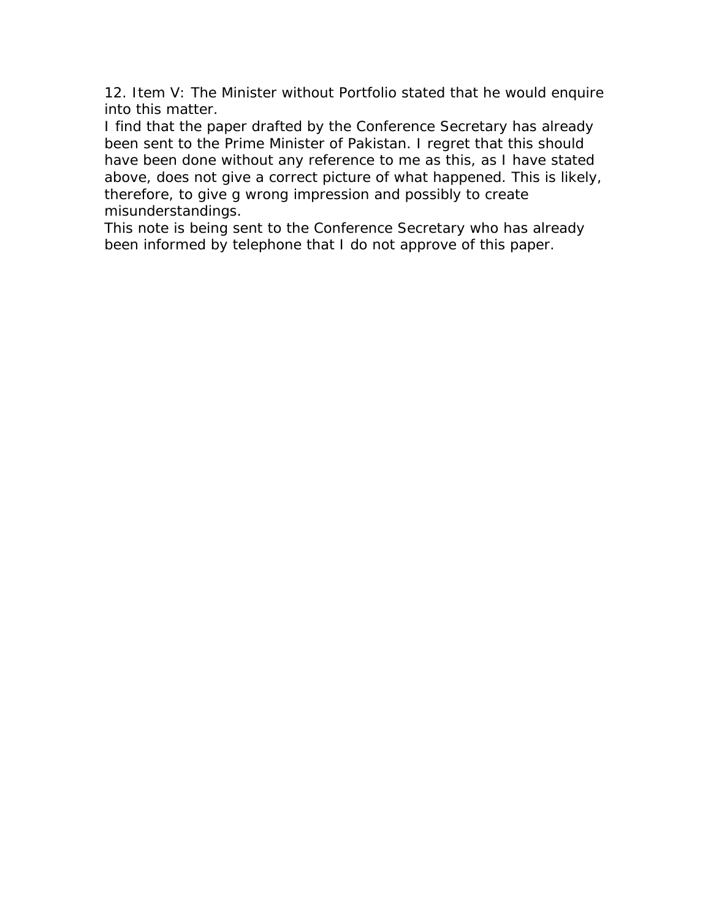12. Item V: The Minister without Portfolio stated that he would enquire into this matter.

I find that the paper drafted by the Conference Secretary has already been sent to the Prime Minister of Pakistan. I regret that this should have been done without any reference to me as this, as I have stated above, does not give a correct picture of what happened. This is likely, therefore, to give g wrong impression and possibly to create misunderstandings.

This note is being sent to the Conference Secretary who has already been informed by telephone that I do not approve of this paper.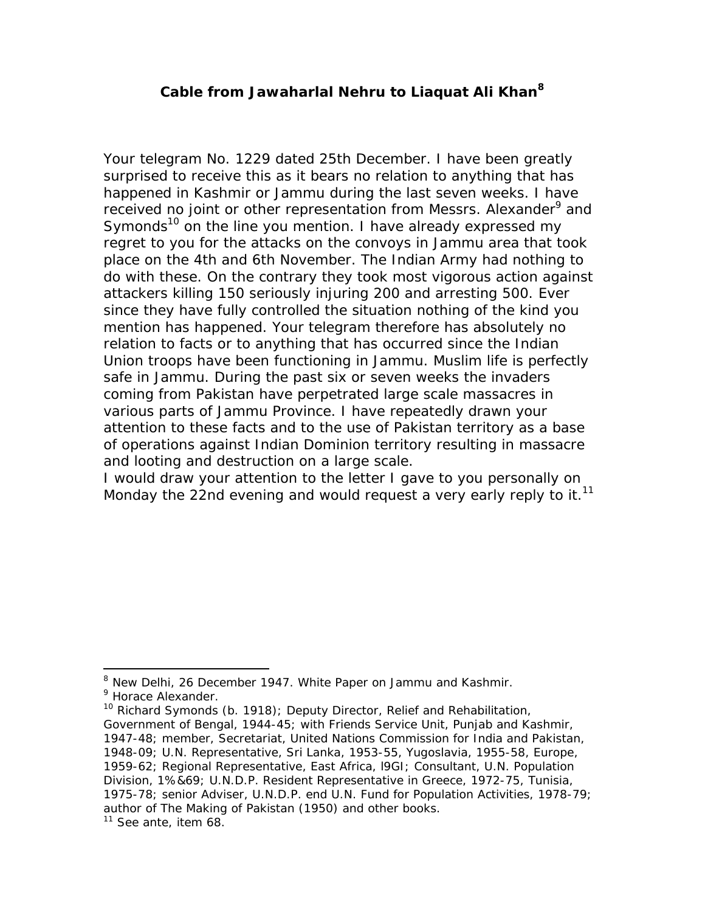## Cable from Jawaharlal Nehru to Liaquat Ali Khan[8]

Your telegram No. 1229 dated 25th December. I have been greatly surprised to receive this as it bears no relation to anything that has happened in Kashmir or Jammu during the last seven weeks. I have received no joint or other representation from Messrs. Alexander[9] and Symonds[10] on the line you mention. I have already expressed my regret to you for the attacks on the convoys in Jammu area that took place on the 4th and 6th November. The Indian Army had nothing to do with these. On the contrary they took most vigorous action against attackers killing 150 seriously injuring 200 and arresting 500. Ever since they have fully controlled the situation nothing of the kind you mention has happened. Your telegram therefore has absolutely no relation to facts or to anything that has occurred since the Indian Union troops have been functioning in Jammu. Muslim life is perfectly safe in Jammu. During the past six or seven weeks the invaders coming from Pakistan have perpetrated large scale massacres in various parts of Jammu Province. I have repeatedly drawn your attention to these facts and to the use of Pakistan territory as a base of operations against Indian Dominion territory resulting in massacre and looting and destruction on a large scale.

I would draw your attention to the letter I gave to you personally on Monday the 22nd evening and would request a very early reply to it.[11]

---

[8] New Delhi, 26 December 1947. White Paper on Jammu and Kashmir.

[9] Horace Alexander.

[10] Richard Symonds (b. 1918); Deputy Director, Relief and Rehabilitation, Government of Bengal, 1944-45; with Friends Service Unit, Punjab and Kashmir, 1947-48; member, Secretariat, United Nations Commission for India and Pakistan, 1948-09; U.N. Representative, Sri Lanka, 1953-55, Yugoslavia, 1955-58, Europe, 1959-62; Regional Representative, East Africa, l9GI; Consultant, U.N. Population Division, 1%&69; U.N.D.P. Resident Representative in Greece, 1972-75, Tunisia, 1975-78; senior Adviser, U.N.D.P. end U.N. Fund for Population Activities, 1978-79; author of The Making of Pakistan (1950) and other books.

[11] See ante, item 68.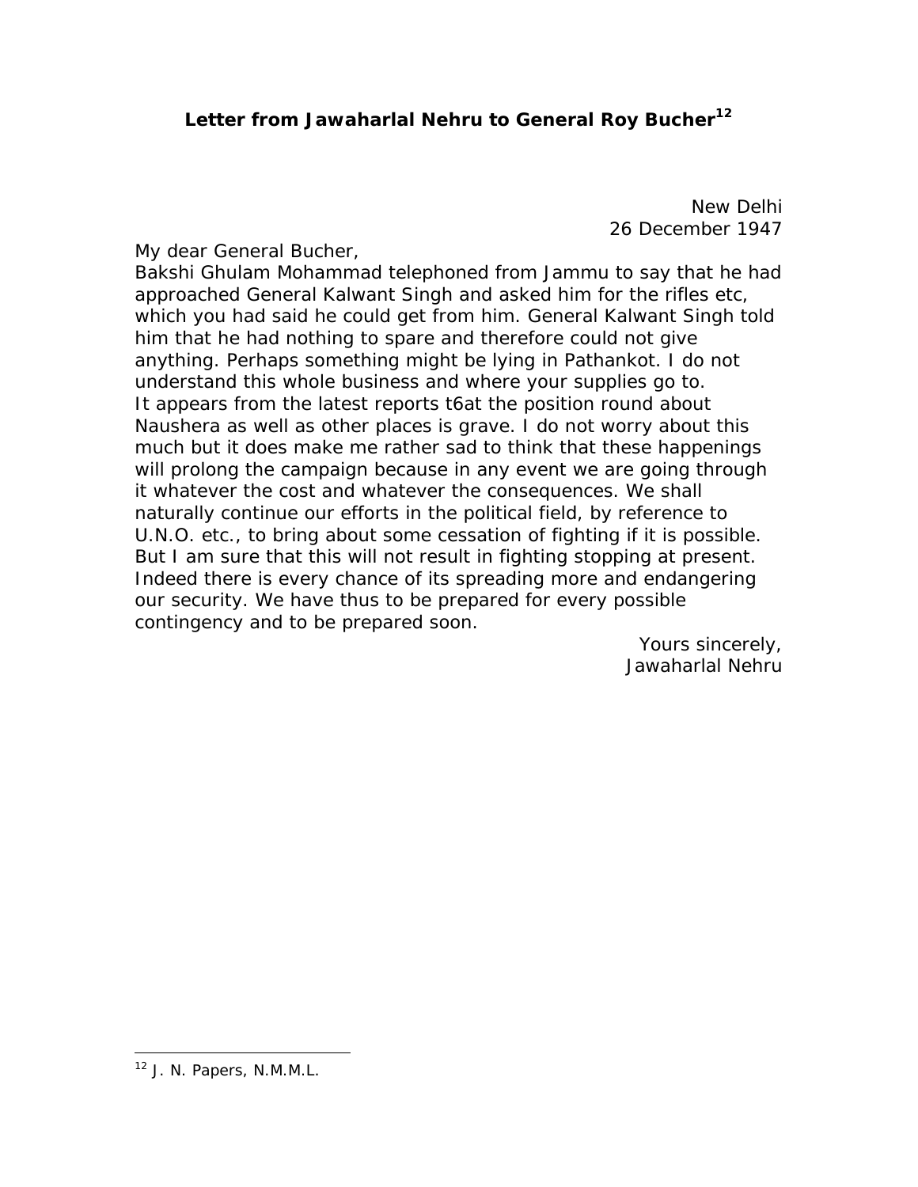# Letter from Jawaharlal Nehru to General Roy Bucher[12]

New Delhi
26 December 1947

My dear General Bucher,

Bakshi Ghulam Mohammad telephoned from Jammu to say that he had approached General Kalwant Singh and asked him for the rifles etc, which you had said he could get from him. General Kalwant Singh told him that he had nothing to spare and therefore could not give anything. Perhaps something might be lying in Pathankot. I do not understand this whole business and where your supplies go to.

It appears from the latest reports t6at the position round about Naushera as well as other places is grave. I do not worry about this much but it does make me rather sad to think that these happenings will prolong the campaign because in any event we are going through it whatever the cost and whatever the consequences. We shall naturally continue our efforts in the political field, by reference to U.N.O. etc., to bring about some cessation of fighting if it is possible. But I am sure that this will not result in fighting stopping at present. Indeed there is every chance of its spreading more and endangering our security. We have thus to be prepared for every possible contingency and to be prepared soon.

Yours sincerely,
Jawaharlal Nehru

---

[12] J. N. Papers, N.M.M.L.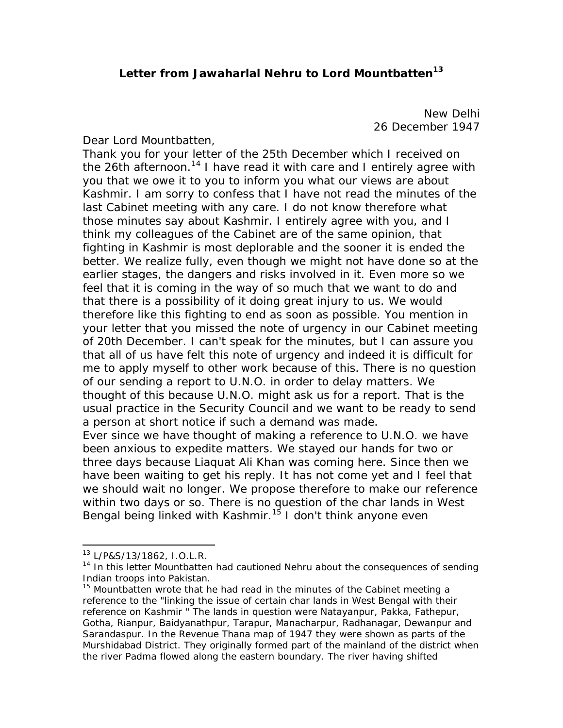## Letter from Jawaharlal Nehru to Lord Mountbatten[13]

New Delhi
26 December 1947

Dear Lord Mountbatten,

Thank you for your letter of the 25th December which I received on the 26th afternoon.[14] I have read it with care and I entirely agree with you that we owe it to you to inform you what our views are about Kashmir. I am sorry to confess that I have not read the minutes of the last Cabinet meeting with any care. I do not know therefore what those minutes say about Kashmir. I entirely agree with you, and I think my colleagues of the Cabinet are of the same opinion, that fighting in Kashmir is most deplorable and the sooner it is ended the better. We realize fully, even though we might not have done so at the earlier stages, the dangers and risks involved in it. Even more so we feel that it is coming in the way of so much that we want to do and that there is a possibility of it doing great injury to us. We would therefore like this fighting to end as soon as possible. You mention in your letter that you missed the note of urgency in our Cabinet meeting of 20th December. I can't speak for the minutes, but I can assure you that all of us have felt this note of urgency and indeed it is difficult for me to apply myself to other work because of this. There is no question of our sending a report to U.N.O. in order to delay matters. We thought of this because U.N.O. might ask us for a report. That is the usual practice in the Security Council and we want to be ready to send a person at short notice if such a demand was made.

Ever since we have thought of making a reference to U.N.O. we have been anxious to expedite matters. We stayed our hands for two or three days because Liaquat Ali Khan was coming here. Since then we have been waiting to get his reply. It has not come yet and I feel that we should wait no longer. We propose therefore to make our reference within two days or so. There is no question of the char lands in West Bengal being linked with Kashmir.[15] I don't think anyone even

---

[13] L/P&S/13/1862, I.O.L.R.

[14] In this letter Mountbatten had cautioned Nehru about the consequences of sending Indian troops into Pakistan.

[15] Mountbatten wrote that he had read in the minutes of the Cabinet meeting a reference to the "linking the issue of certain char lands in West Bengal with their reference on Kashmir " The lands in question were Natayanpur, Pakka, Fathepur, Gotha, Rianpur, Baidyanathpur, Tarapur, Manacharpur, Radhanagar, Dewanpur and Sarandaspur. In the Revenue Thana map of 1947 they were shown as parts of the Murshidabad District. They originally formed part of the mainland of the district when the river Padma flowed along the eastern boundary. The river having shifted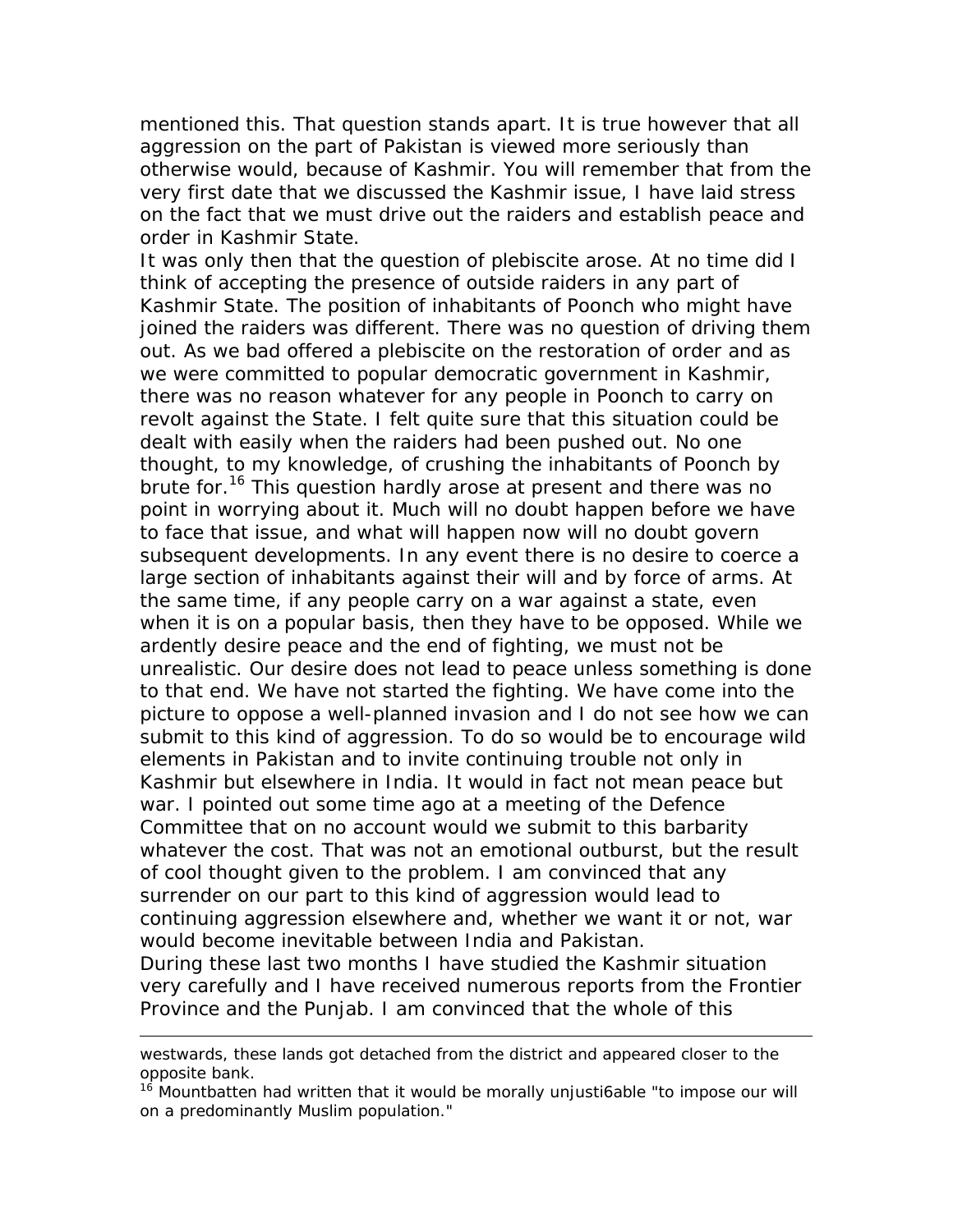mentioned this. That question stands apart. It is true however that all aggression on the part of Pakistan is viewed more seriously than otherwise would, because of Kashmir. You will remember that from the very first date that we discussed the Kashmir issue, I have laid stress on the fact that we must drive out the raiders and establish peace and order in Kashmir State.

It was only then that the question of plebiscite arose. At no time did I think of accepting the presence of outside raiders in any part of Kashmir State. The position of inhabitants of Poonch who might have joined the raiders was different. There was no question of driving them out. As we bad offered a plebiscite on the restoration of order and as we were committed to popular democratic government in Kashmir, there was no reason whatever for any people in Poonch to carry on revolt against the State. I felt quite sure that this situation could be dealt with easily when the raiders had been pushed out. No one thought, to my knowledge, of crushing the inhabitants of Poonch by brute for.[16] This question hardly arose at present and there was no point in worrying about it. Much will no doubt happen before we have to face that issue, and what will happen now will no doubt govern subsequent developments. In any event there is no desire to coerce a large section of inhabitants against their will and by force of arms. At the same time, if any people carry on a war against a state, even when it is on a popular basis, then they have to be opposed. While we ardently desire peace and the end of fighting, we must not be unrealistic. Our desire does not lead to peace unless something is done to that end. We have not started the fighting. We have come into the picture to oppose a well-planned invasion and I do not see how we can submit to this kind of aggression. To do so would be to encourage wild elements in Pakistan and to invite continuing trouble not only in Kashmir but elsewhere in India. It would in fact not mean peace but war. I pointed out some time ago at a meeting of the Defence Committee that on no account would we submit to this barbarity whatever the cost. That was not an emotional outburst, but the result of cool thought given to the problem. I am convinced that any surrender on our part to this kind of aggression would lead to continuing aggression elsewhere and, whether we want it or not, war would become inevitable between India and Pakistan.

During these last two months I have studied the Kashmir situation very carefully and I have received numerous reports from the Frontier Province and the Punjab. I am convinced that the whole of this

---

westwards, these lands got detached from the district and appeared closer to the opposite bank.

[16] Mountbatten had written that it would be morally unjusti6able "to impose our will on a predominantly Muslim population."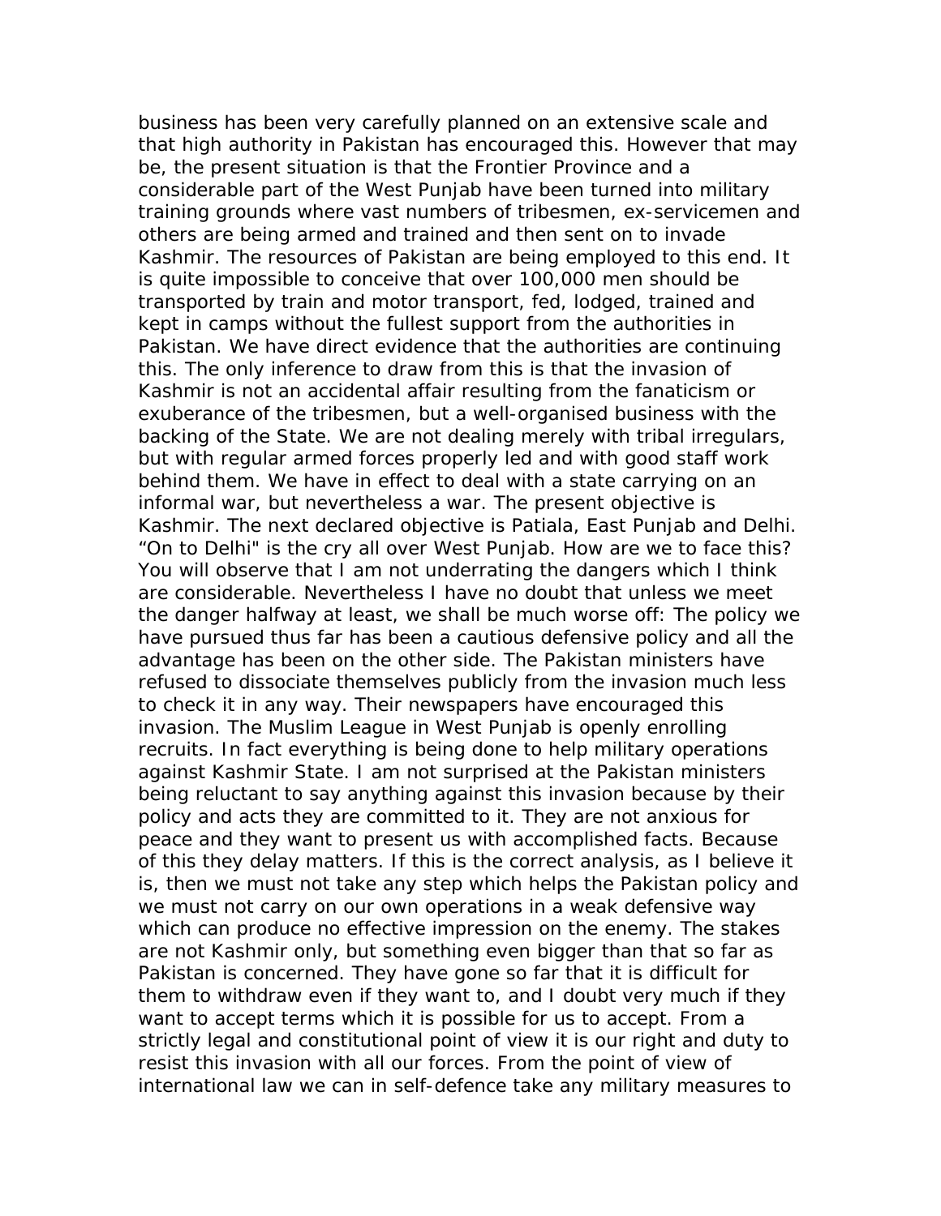business has been very carefully planned on an extensive scale and that high authority in Pakistan has encouraged this. However that may be, the present situation is that the Frontier Province and a considerable part of the West Punjab have been turned into military training grounds where vast numbers of tribesmen, ex-servicemen and others are being armed and trained and then sent on to invade Kashmir. The resources of Pakistan are being employed to this end. It is quite impossible to conceive that over 100,000 men should be transported by train and motor transport, fed, lodged, trained and kept in camps without the fullest support from the authorities in Pakistan. We have direct evidence that the authorities are continuing this. The only inference to draw from this is that the invasion of Kashmir is not an accidental affair resulting from the fanaticism or exuberance of the tribesmen, but a well-organised business with the backing of the State. We are not dealing merely with tribal irregulars, but with regular armed forces properly led and with good staff work behind them. We have in effect to deal with a state carrying on an informal war, but nevertheless a war. The present objective is Kashmir. The next declared objective is Patiala, East Punjab and Delhi. "On to Delhi" is the cry all over West Punjab. How are we to face this? You will observe that I am not underrating the dangers which I think are considerable. Nevertheless I have no doubt that unless we meet the danger halfway at least, we shall be much worse off: The policy we have pursued thus far has been a cautious defensive policy and all the advantage has been on the other side. The Pakistan ministers have refused to dissociate themselves publicly from the invasion much less to check it in any way. Their newspapers have encouraged this invasion. The Muslim League in West Punjab is openly enrolling recruits. In fact everything is being done to help military operations against Kashmir State. I am not surprised at the Pakistan ministers being reluctant to say anything against this invasion because by their policy and acts they are committed to it. They are not anxious for peace and they want to present us with accomplished facts. Because of this they delay matters. If this is the correct analysis, as I believe it is, then we must not take any step which helps the Pakistan policy and we must not carry on our own operations in a weak defensive way which can produce no effective impression on the enemy. The stakes are not Kashmir only, but something even bigger than that so far as Pakistan is concerned. They have gone so far that it is difficult for them to withdraw even if they want to, and I doubt very much if they want to accept terms which it is possible for us to accept. From a strictly legal and constitutional point of view it is our right and duty to resist this invasion with all our forces. From the point of view of international law we can in self-defence take any military measures to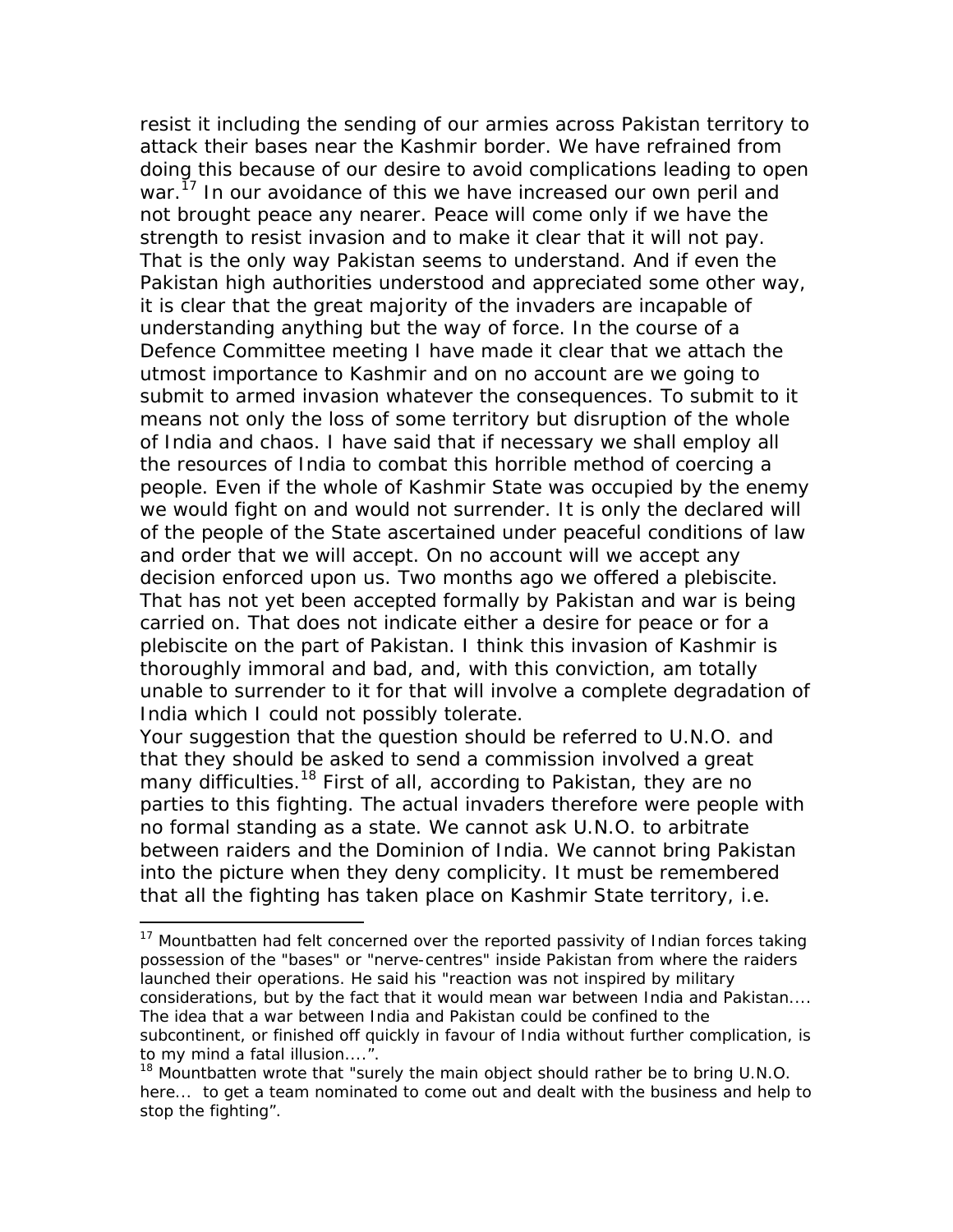resist it including the sending of our armies across Pakistan territory to attack their bases near the Kashmir border. We have refrained from doing this because of our desire to avoid complications leading to open war.[17] In our avoidance of this we have increased our own peril and not brought peace any nearer. Peace will come only if we have the strength to resist invasion and to make it clear that it will not pay. That is the only way Pakistan seems to understand. And if even the Pakistan high authorities understood and appreciated some other way, it is clear that the great majority of the invaders are incapable of understanding anything but the way of force. In the course of a Defence Committee meeting I have made it clear that we attach the utmost importance to Kashmir and on no account are we going to submit to armed invasion whatever the consequences. To submit to it means not only the loss of some territory but disruption of the whole of India and chaos. I have said that if necessary we shall employ all the resources of India to combat this horrible method of coercing a people. Even if the whole of Kashmir State was occupied by the enemy we would fight on and would not surrender. It is only the declared will of the people of the State ascertained under peaceful conditions of law and order that we will accept. On no account will we accept any decision enforced upon us. Two months ago we offered a plebiscite. That has not yet been accepted formally by Pakistan and war is being carried on. That does not indicate either a desire for peace or for a plebiscite on the part of Pakistan. I think this invasion of Kashmir is thoroughly immoral and bad, and, with this conviction, am totally unable to surrender to it for that will involve a complete degradation of India which I could not possibly tolerate.

Your suggestion that the question should be referred to U.N.O. and that they should be asked to send a commission involved a great many difficulties.[18] First of all, according to Pakistan, they are no parties to this fighting. The actual invaders therefore were people with no formal standing as a state. We cannot ask U.N.O. to arbitrate between raiders and the Dominion of India. We cannot bring Pakistan into the picture when they deny complicity. It must be remembered that all the fighting has taken place on Kashmir State territory, i.e.

---

[17] Mountbatten had felt concerned over the reported passivity of Indian forces taking possession of the "bases" or "nerve-centres" inside Pakistan from where the raiders launched their operations. He said his "reaction was not inspired by military considerations, but by the fact that it would mean war between India and Pakistan.... The idea that a war between India and Pakistan could be confined to the subcontinent, or finished off quickly in favour of India without further complication, is to my mind a fatal illusion....".

[18] Mountbatten wrote that "surely the main object should rather be to bring U.N.O. here... to get a team nominated to come out and dealt with the business and help to stop the fighting".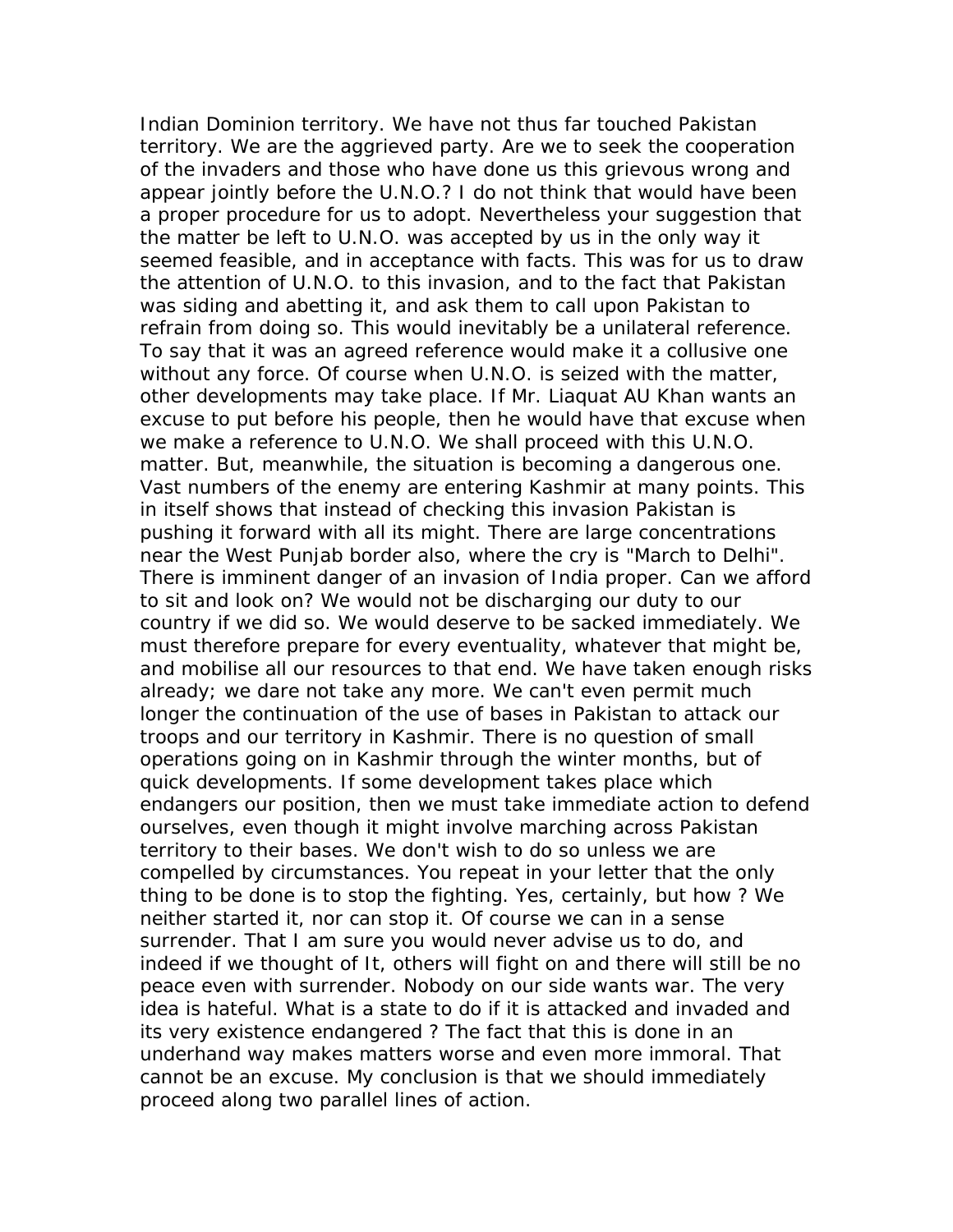Indian Dominion territory. We have not thus far touched Pakistan territory. We are the aggrieved party. Are we to seek the cooperation of the invaders and those who have done us this grievous wrong and appear jointly before the U.N.O.? I do not think that would have been a proper procedure for us to adopt. Nevertheless your suggestion that the matter be left to U.N.O. was accepted by us in the only way it seemed feasible, and in acceptance with facts. This was for us to draw the attention of U.N.O. to this invasion, and to the fact that Pakistan was siding and abetting it, and ask them to call upon Pakistan to refrain from doing so. This would inevitably be a unilateral reference. To say that it was an agreed reference would make it a collusive one without any force. Of course when U.N.O. is seized with the matter, other developments may take place. If Mr. Liaquat AU Khan wants an excuse to put before his people, then he would have that excuse when we make a reference to U.N.O. We shall proceed with this U.N.O. matter. But, meanwhile, the situation is becoming a dangerous one. Vast numbers of the enemy are entering Kashmir at many points. This in itself shows that instead of checking this invasion Pakistan is pushing it forward with all its might. There are large concentrations near the West Punjab border also, where the cry is "March to Delhi". There is imminent danger of an invasion of India proper. Can we afford to sit and look on? We would not be discharging our duty to our country if we did so. We would deserve to be sacked immediately. We must therefore prepare for every eventuality, whatever that might be, and mobilise all our resources to that end. We have taken enough risks already; we dare not take any more. We can't even permit much longer the continuation of the use of bases in Pakistan to attack our troops and our territory in Kashmir. There is no question of small operations going on in Kashmir through the winter months, but of quick developments. If some development takes place which endangers our position, then we must take immediate action to defend ourselves, even though it might involve marching across Pakistan territory to their bases. We don't wish to do so unless we are compelled by circumstances. You repeat in your letter that the only thing to be done is to stop the fighting. Yes, certainly, but how ? We neither started it, nor can stop it. Of course we can in a sense surrender. That I am sure you would never advise us to do, and indeed if we thought of It, others will fight on and there will still be no peace even with surrender. Nobody on our side wants war. The very idea is hateful. What is a state to do if it is attacked and invaded and its very existence endangered ? The fact that this is done in an underhand way makes matters worse and even more immoral. That cannot be an excuse. My conclusion is that we should immediately proceed along two parallel lines of action.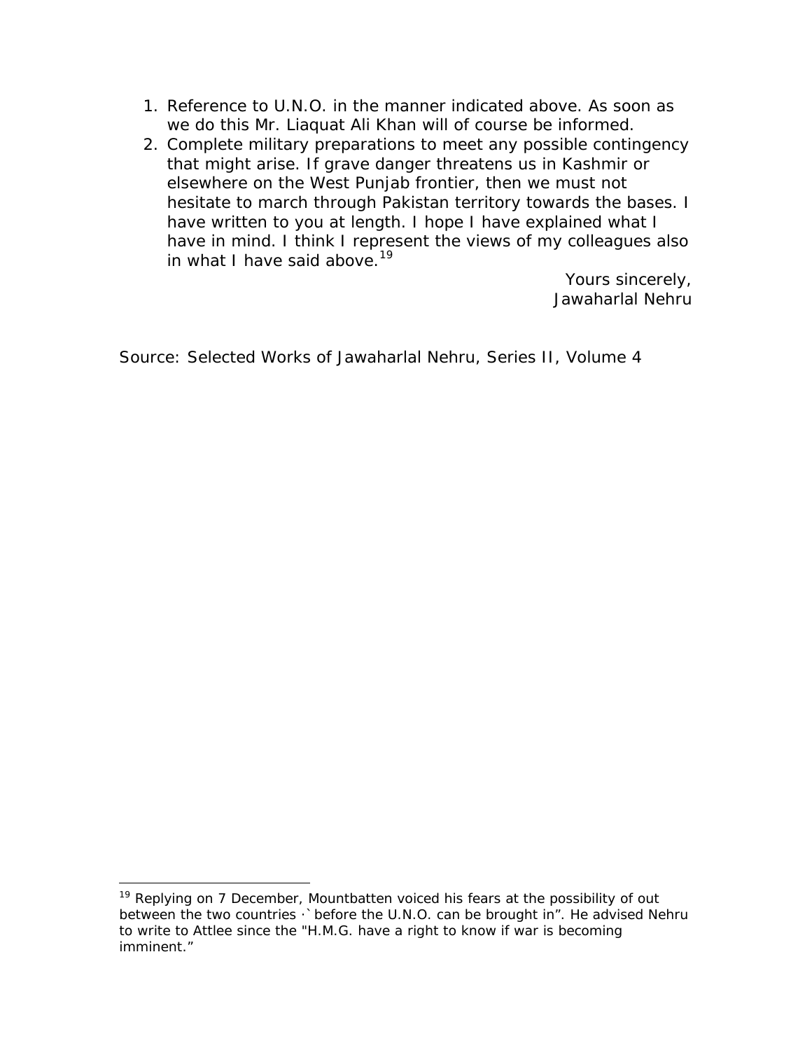1. Reference to U.N.O. in the manner indicated above. As soon as we do this Mr. Liaquat Ali Khan will of course be informed.
2. Complete military preparations to meet any possible contingency that might arise. If grave danger threatens us in Kashmir or elsewhere on the West Punjab frontier, then we must not hesitate to march through Pakistan territory towards the bases. I have written to you at length. I hope I have explained what I have in mind. I think I represent the views of my colleagues also in what I have said above.[19]

Yours sincerely,
Jawaharlal Nehru

Source: Selected Works of Jawaharlal Nehru, Series II, Volume 4

---

[19] Replying on 7 December, Mountbatten voiced his fears at the possibility of out between the two countries ·`before the U.N.O. can be brought in". He advised Nehru to write to Attlee since the "H.M.G. have a right to know if war is becoming imminent."